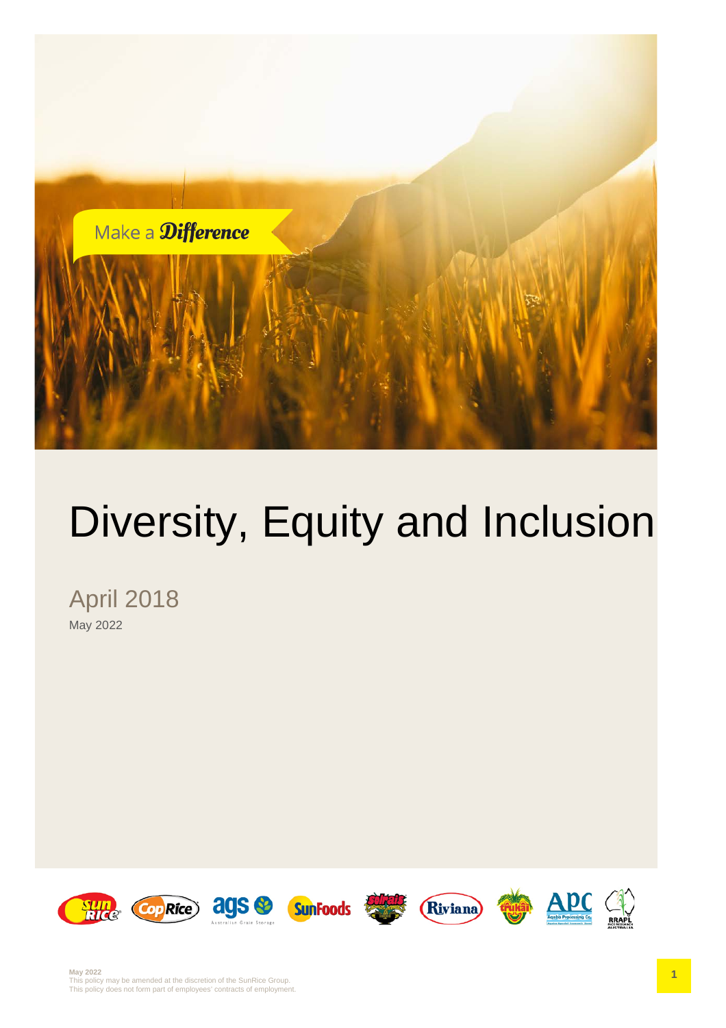Make a Difference

# Diversity, Equity and Inclusion

April 2018

May 2022

May 2022

This policy may be amended at the discretion of the SunRice Group.

This policy does not form part of employees' contracts of employment.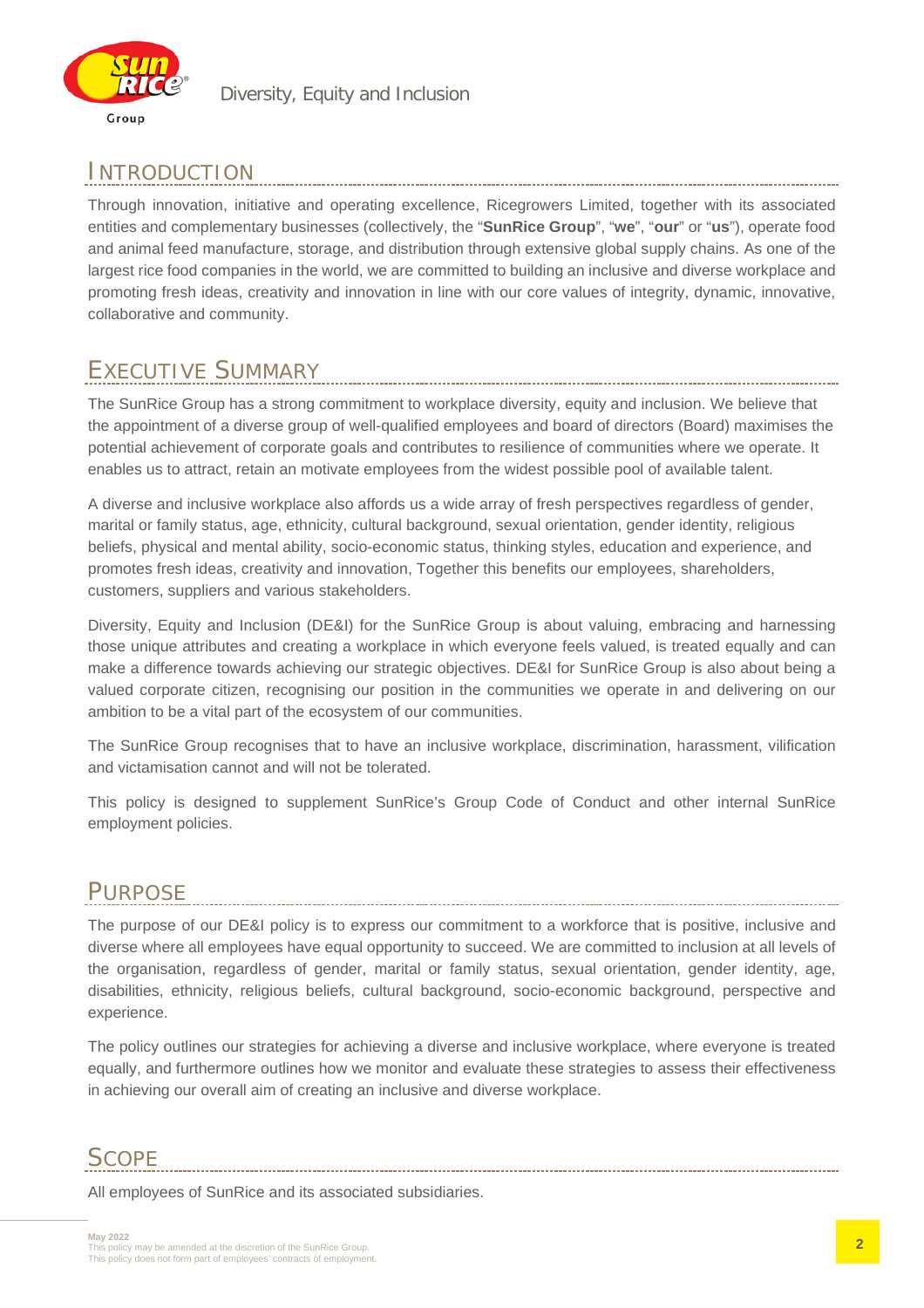## INTRODUCTION

Through innovation, initiative and operating excellence, Ricegrowers Limited, together with its associated entities and complementary businesses (collectively, the "**SunRice Group**", "**we**", "**our**" or "**us**"), operate food and animal feed manufacture, storage, and distribution through extensive global supply chains. As one of the largest rice food companies in the world, we are committed to building an inclusive and diverse workplace and promoting fresh ideas, creativity and innovation in line with our core values of integrity, dynamic, innovative, collaborative and community.

## EXECUTIVE SUMMARY

The SunRice Group has a strong commitment to workplace diversity, equity and inclusion. We believe that the appointment of a diverse group of well-qualified employees and board of directors (Board) maximises the potential achievement of corporate goals and contributes to resilience of communities where we operate. It enables us to attract, retain an motivate employees from the widest possible pool of available talent.

A diverse and inclusive workplace also affords us a wide array of fresh perspectives regardless of gender, marital or family status, age, ethnicity, cultural background, sexual orientation, gender identity, religious beliefs, physical and mental ability, socio-economic status, thinking styles, education and experience, and promotes fresh ideas, creativity and innovation, Together this benefits our employees, shareholders, customers, suppliers and various stakeholders.

Diversity, Equity and Inclusion (DE&I) for the SunRice Group is about valuing, embracing and harnessing those unique attributes and creating a workplace in which everyone feels valued, is treated equally and can make a difference towards achieving our strategic objectives. DE&I for SunRice Group is also about being a valued corporate citizen, recognising our position in the communities we operate in and delivering on our ambition to be a vital part of the ecosystem of our communities.

The SunRice Group recognises that to have an inclusive workplace, discrimination, harassment, vilification and victamisation cannot and will not be tolerated.

This policy is designed to supplement SunRice's Group Code of Conduct and other internal SunRice employment policies.

## PURPOSE

The purpose of our DE&I policy is to express our commitment to a workforce that is positive, inclusive and diverse where all employees have equal opportunity to succeed. We are committed to inclusion at all levels of the organisation, regardless of gender, marital or family status, sexual orientation, gender identity, age, disabilities, ethnicity, religious beliefs, cultural background, socio-economic background, perspective and experience.

The policy outlines our strategies for achieving a diverse and inclusive workplace, where everyone is treated equally, and furthermore outlines how we monitor and evaluate these strategies to assess their effectiveness in achieving our overall aim of creating an inclusive and diverse workplace.

## SCOPE

All employees of SunRice and its associated subsidiaries.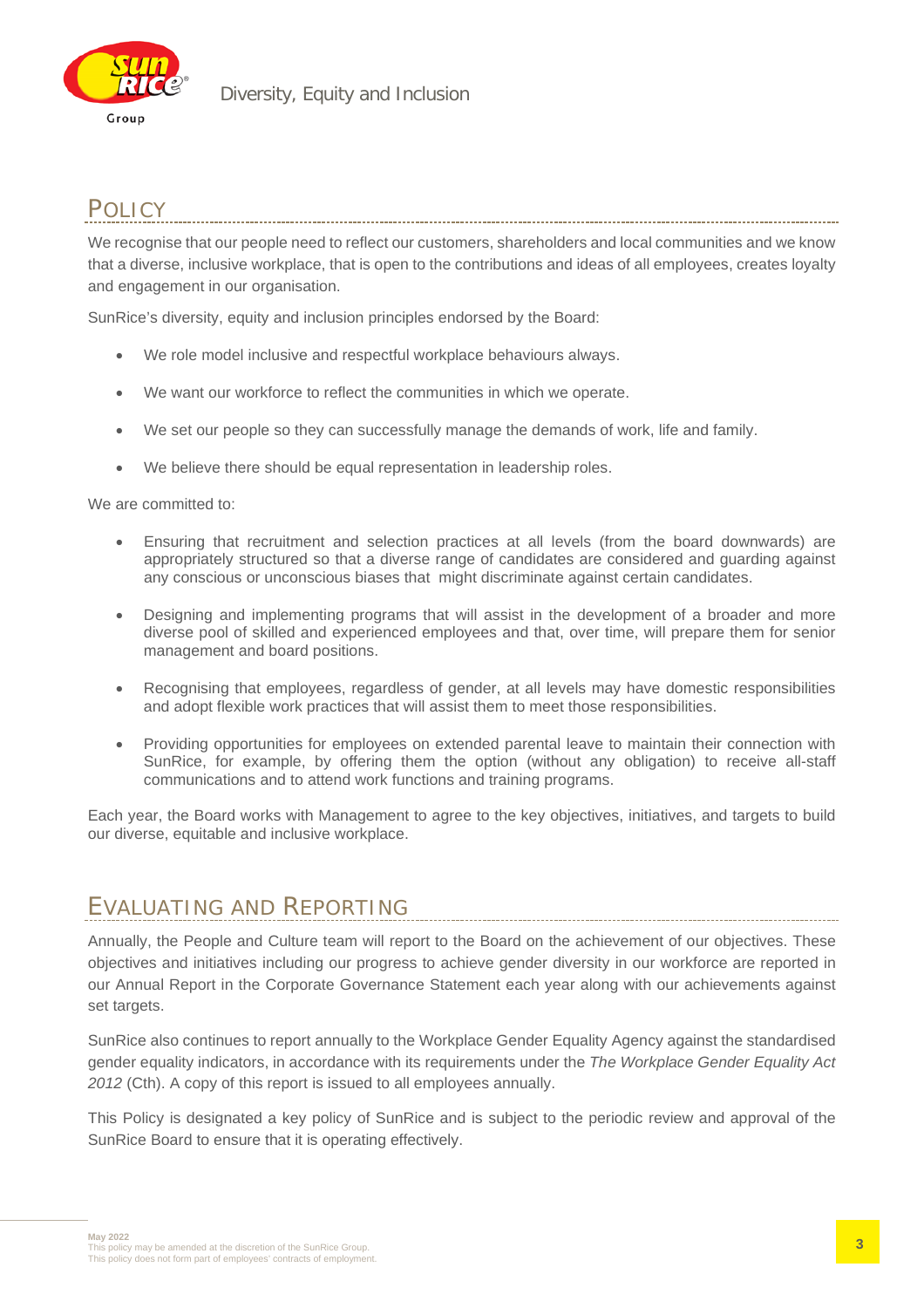## POLICY

We recognise that our people need to reflect our customers, shareholders and local communities and we know that a diverse, inclusive workplace, that is open to the contributions and ideas of all employees, creates loyalty and engagement in our organisation.

SunRice's diversity, equity and inclusion principles endorsed by the Board:

- We role model inclusive and respectful workplace behaviours always.
- We want our workforce to reflect the communities in which we operate.
- We set our people so they can successfully manage the demands of work, life and family.
- We believe there should be equal representation in leadership roles.

We are committed to:

- Ensuring that recruitment and selection practices at all levels (from the board downwards) are appropriately structured so that a diverse range of candidates are considered and guarding against any conscious or unconscious biases that might discriminate against certain candidates.
- Designing and implementing programs that will assist in the development of a broader and more diverse pool of skilled and experienced employees and that, over time, will prepare them for senior management and board positions.
- Recognising that employees, regardless of gender, at all levels may have domestic responsibilities and adopt flexible work practices that will assist them to meet those responsibilities.
- Providing opportunities for employees on extended parental leave to maintain their connection with SunRice, for example, by offering them the option (without any obligation) to receive all-staff communications and to attend work functions and training programs.

Each year, the Board works with Management to agree to the key objectives, initiatives, and targets to build our diverse, equitable and inclusive workplace.

## EVALUATING AND REPORTING

Annually, the People and Culture team will report to the Board on the achievement of our objectives. These objectives and initiatives including our progress to achieve gender diversity in our workforce are reported in our Annual Report in the Corporate Governance Statement each year along with our achievements against set targets.

SunRice also continues to report annually to the Workplace Gender Equality Agency against the standardised gender equality indicators, in accordance with its requirements under the *The Workplace Gender Equality Act 2012* (Cth). A copy of this report is issued to all employees annually.

This Policy is designated a key policy of SunRice and is subject to the periodic review and approval of the SunRice Board to ensure that it is operating effectively.

**May 2022**
This policy may be amended at the discretion of the SunRice Group.
This policy does not form part of employees' contracts of employment.